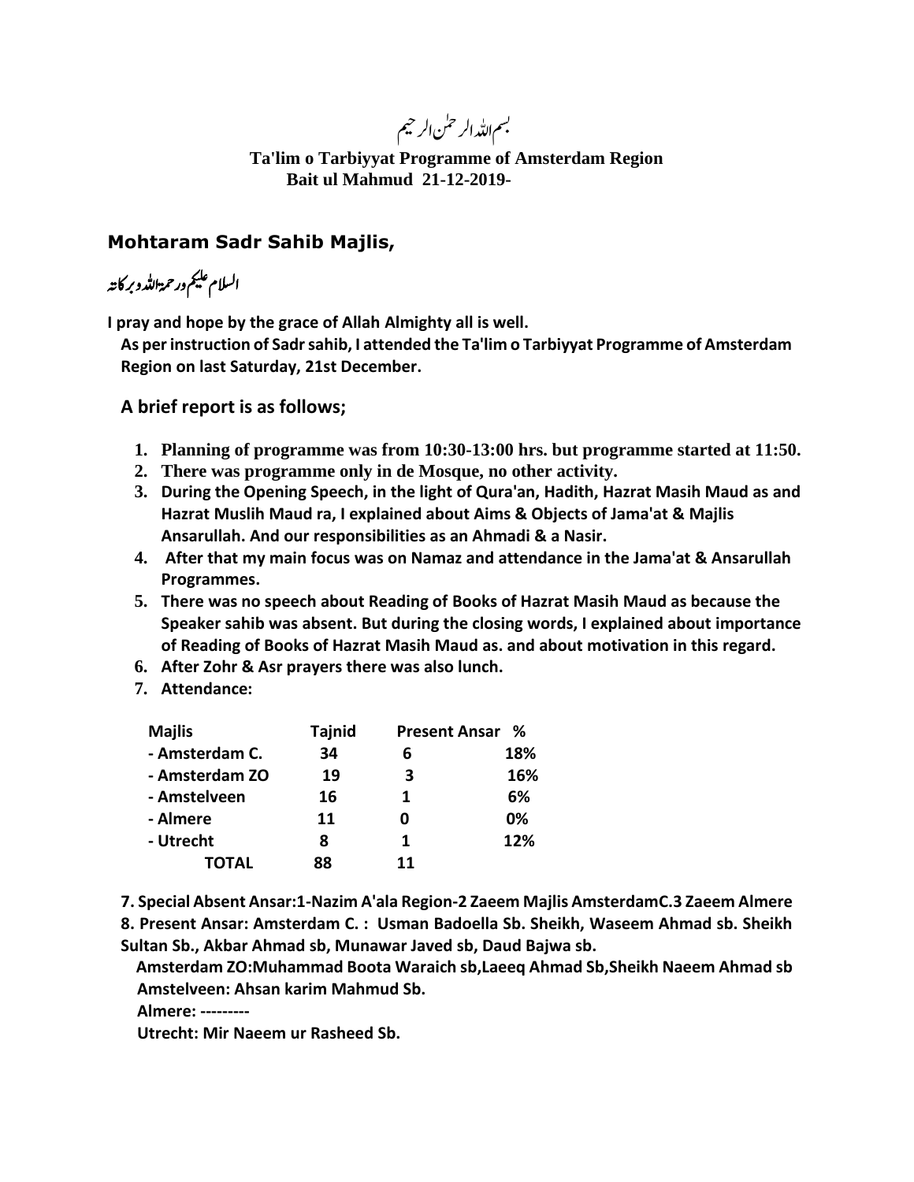بسم اللہ الرحمٰن الرحیم

**Ta'lim o Tarbiyyat Programme of Amsterdam Region**
**Bait ul Mahmud 21-12-2019-**

## Mohtaram Sadr Sahib Majlis,

السلام علیکم ورحمۃ اللہ وبرکاتہ

**I pray and hope by the grace of Allah Almighty all is well.**
**As per instruction of Sadr sahib, I attended the Ta'lim o Tarbiyyat Programme of Amsterdam Region on last Saturday, 21st December.**

### A brief report is as follows;

1. **Planning of programme was from 10:30-13:00 hrs. but programme started at 11:50.**
2. **There was programme only in de Mosque, no other activity.**
3. **During the Opening Speech, in the light of Qura'an, Hadith, Hazrat Masih Maud as and Hazrat Muslih Maud ra, I explained about Aims & Objects of Jama'at & Majlis Ansarullah. And our responsibilities as an Ahmadi & a Nasir.**
4. **After that my main focus was on Namaz and attendance in the Jama'at & Ansarullah Programmes.**
5. **There was no speech about Reading of Books of Hazrat Masih Maud as because the Speaker sahib was absent. But during the closing words, I explained about importance of Reading of Books of Hazrat Masih Maud as. and about motivation in this regard.**
6. **After Zohr & Asr prayers there was also lunch.**
7. **Attendance:**

| Majlis | Tajnid | Present Ansar | % |
|---|---|---|---|
| - Amsterdam C. | 34 | 6 | 18% |
| - Amsterdam ZO | 19 | 3 | 16% |
| - Amstelveen | 16 | 1 | 6% |
| - Almere | 11 | 0 | 0% |
| - Utrecht | 8 | 1 | 12% |
| TOTAL | 88 | 11 | |

**7. Special Absent Ansar:1-Nazim A'ala Region-2 Zaeem Majlis AmsterdamC.3 Zaeem Almere**
**8. Present Ansar: Amsterdam C. : Usman Badoella Sb. Sheikh, Waseem Ahmad sb. Sheikh Sultan Sb., Akbar Ahmad sb, Munawar Javed sb, Daud Bajwa sb.**
**Amsterdam ZO:Muhammad Boota Waraich sb,Laeeq Ahmad Sb,Sheikh Naeem Ahmad sb**
**Amstelveen: Ahsan karim Mahmud Sb.**
**Almere: ---------**
**Utrecht: Mir Naeem ur Rasheed Sb.**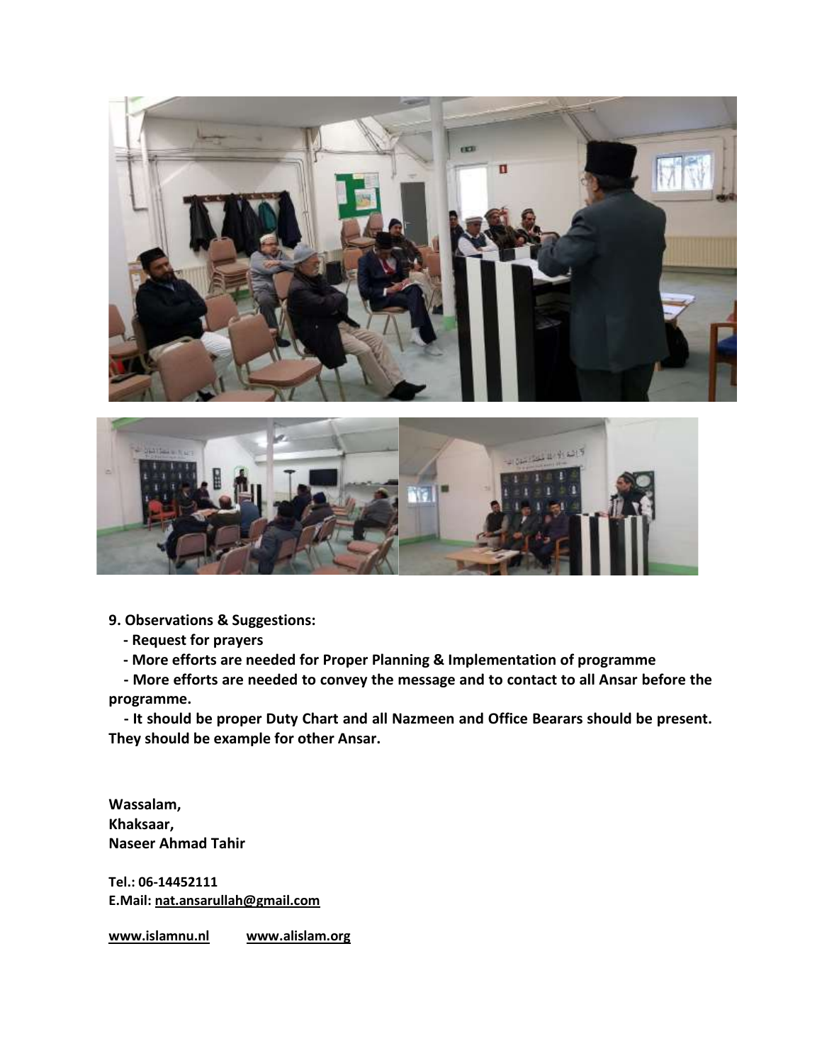**9. Observations & Suggestions:**

- **Request for prayers**
- **More efforts are needed for Proper Planning & Implementation of programme**
- **More efforts are needed to convey the message and to contact to all Ansar before the programme.**
- **It should be proper Duty Chart and all Nazmeen and Office Bearars should be present. They should be example for other Ansar.**

**Wassalam,**
**Khaksaar,**
**Naseer Ahmad Tahir**

**Tel.: 06-14452111**
**E.Mail: nat.ansarullah@gmail.com**

**www.islamnu.nl** **www.alislam.org**